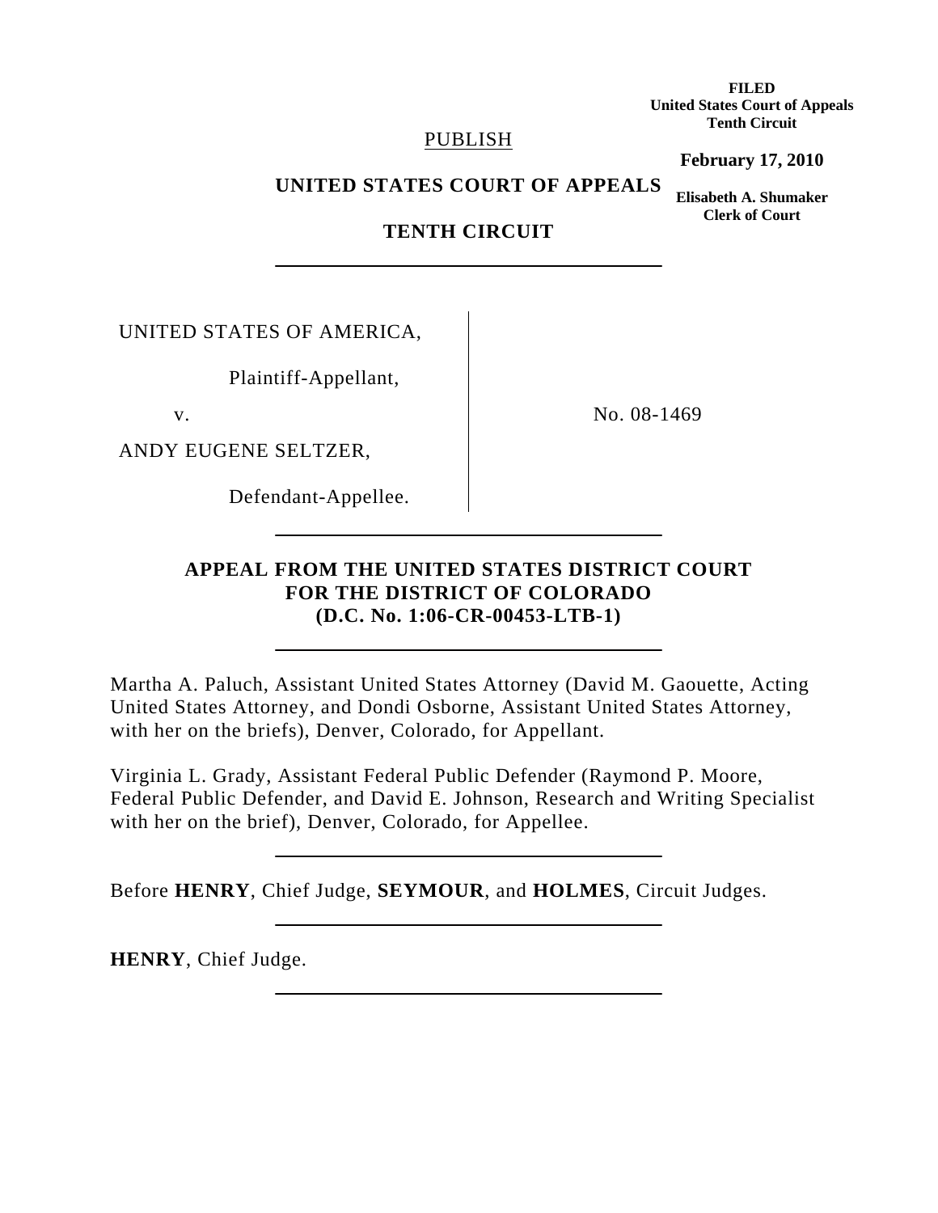**FILED**
**United States Court of Appeals**
**Tenth Circuit**

**February 17, 2010**

**Elisabeth A. Shumaker**
**Clerk of Court**

PUBLISH

**UNITED STATES COURT OF APPEALS**

**TENTH CIRCUIT**

---

UNITED STATES OF AMERICA,

Plaintiff-Appellant,

v.

ANDY EUGENE SELTZER,

Defendant-Appellee.

No. 08-1469

---

**APPEAL FROM THE UNITED STATES DISTRICT COURT FOR THE DISTRICT OF COLORADO (D.C. No. 1:06-CR-00453-LTB-1)**

---

Martha A. Paluch, Assistant United States Attorney (David M. Gaouette, Acting United States Attorney, and Dondi Osborne, Assistant United States Attorney, with her on the briefs), Denver, Colorado, for Appellant.

Virginia L. Grady, Assistant Federal Public Defender (Raymond P. Moore, Federal Public Defender, and David E. Johnson, Research and Writing Specialist with her on the brief), Denver, Colorado, for Appellee.

---

Before **HENRY**, Chief Judge, **SEYMOUR**, and **HOLMES**, Circuit Judges.

---

**HENRY**, Chief Judge.

---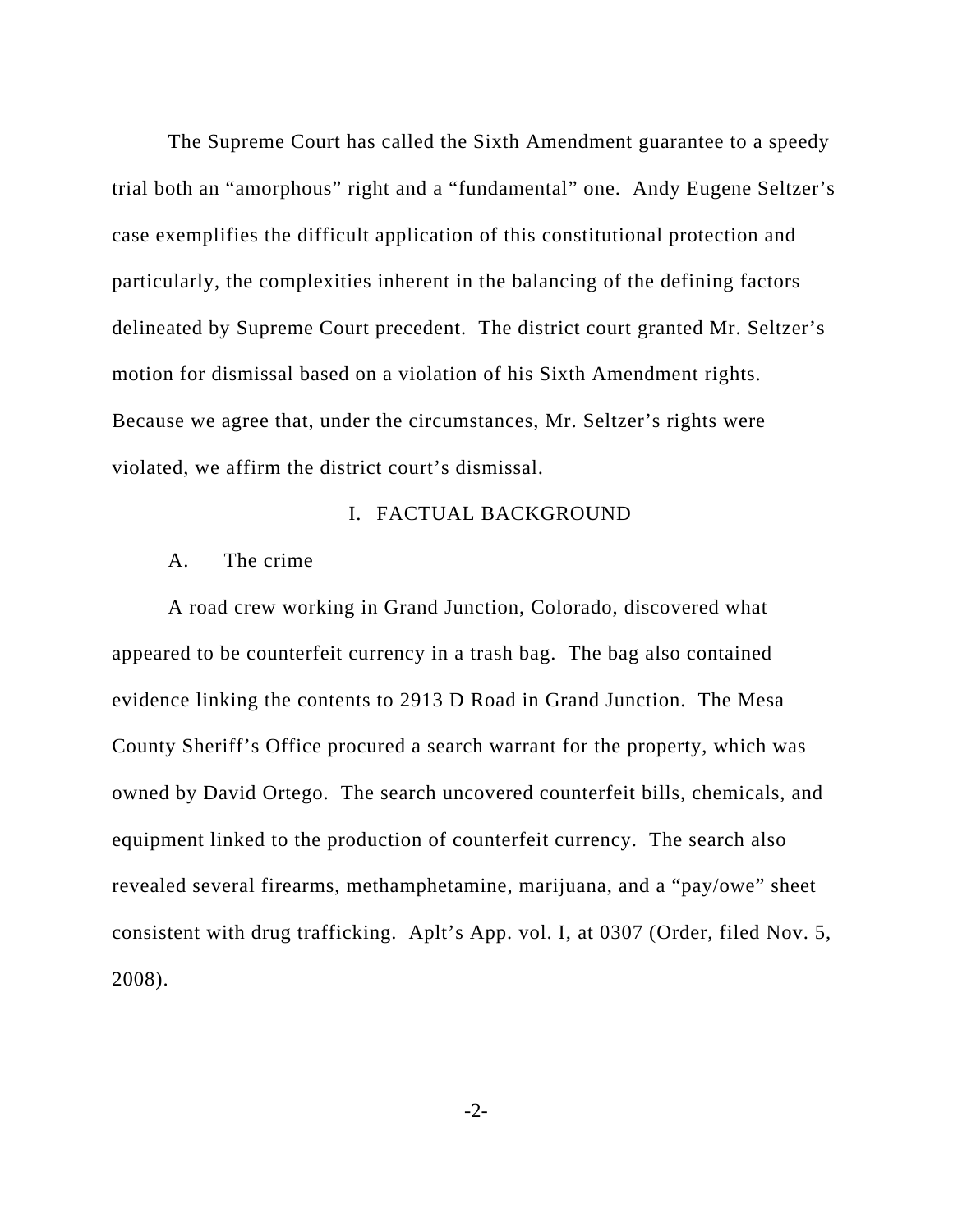The Supreme Court has called the Sixth Amendment guarantee to a speedy trial both an "amorphous" right and a "fundamental" one. Andy Eugene Seltzer's case exemplifies the difficult application of this constitutional protection and particularly, the complexities inherent in the balancing of the defining factors delineated by Supreme Court precedent. The district court granted Mr. Seltzer's motion for dismissal based on a violation of his Sixth Amendment rights. Because we agree that, under the circumstances, Mr. Seltzer's rights were violated, we affirm the district court's dismissal.

## I. FACTUAL BACKGROUND

### A. The crime

A road crew working in Grand Junction, Colorado, discovered what appeared to be counterfeit currency in a trash bag. The bag also contained evidence linking the contents to 2913 D Road in Grand Junction. The Mesa County Sheriff's Office procured a search warrant for the property, which was owned by David Ortego. The search uncovered counterfeit bills, chemicals, and equipment linked to the production of counterfeit currency. The search also revealed several firearms, methamphetamine, marijuana, and a "pay/owe" sheet consistent with drug trafficking. Aplt's App. vol. I, at 0307 (Order, filed Nov. 5, 2008).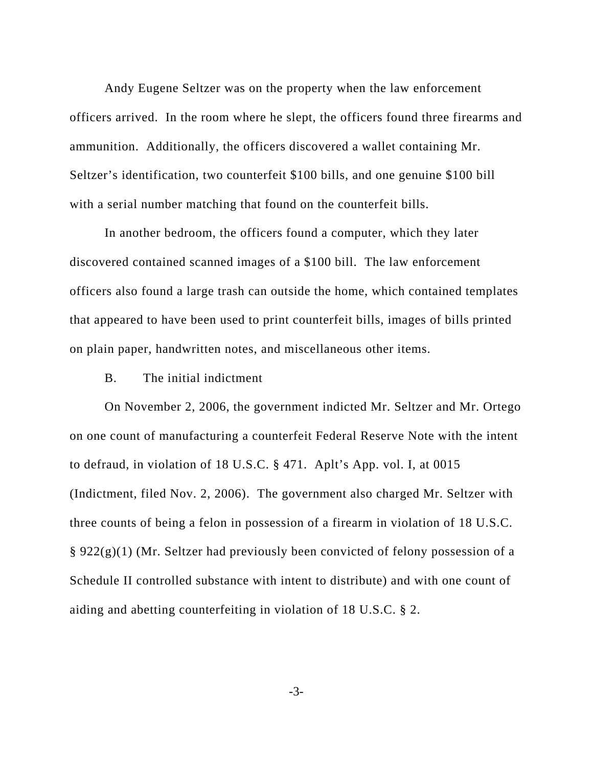Andy Eugene Seltzer was on the property when the law enforcement officers arrived. In the room where he slept, the officers found three firearms and ammunition. Additionally, the officers discovered a wallet containing Mr. Seltzer's identification, two counterfeit $100 bills, and one genuine $100 bill with a serial number matching that found on the counterfeit bills.

In another bedroom, the officers found a computer, which they later discovered contained scanned images of a $100 bill. The law enforcement officers also found a large trash can outside the home, which contained templates that appeared to have been used to print counterfeit bills, images of bills printed on plain paper, handwritten notes, and miscellaneous other items.

B. The initial indictment

On November 2, 2006, the government indicted Mr. Seltzer and Mr. Ortego on one count of manufacturing a counterfeit Federal Reserve Note with the intent to defraud, in violation of 18 U.S.C. § 471. Aplt's App. vol. I, at 0015 (Indictment, filed Nov. 2, 2006). The government also charged Mr. Seltzer with three counts of being a felon in possession of a firearm in violation of 18 U.S.C. § 922(g)(1) (Mr. Seltzer had previously been convicted of felony possession of a Schedule II controlled substance with intent to distribute) and with one count of aiding and abetting counterfeiting in violation of 18 U.S.C. § 2.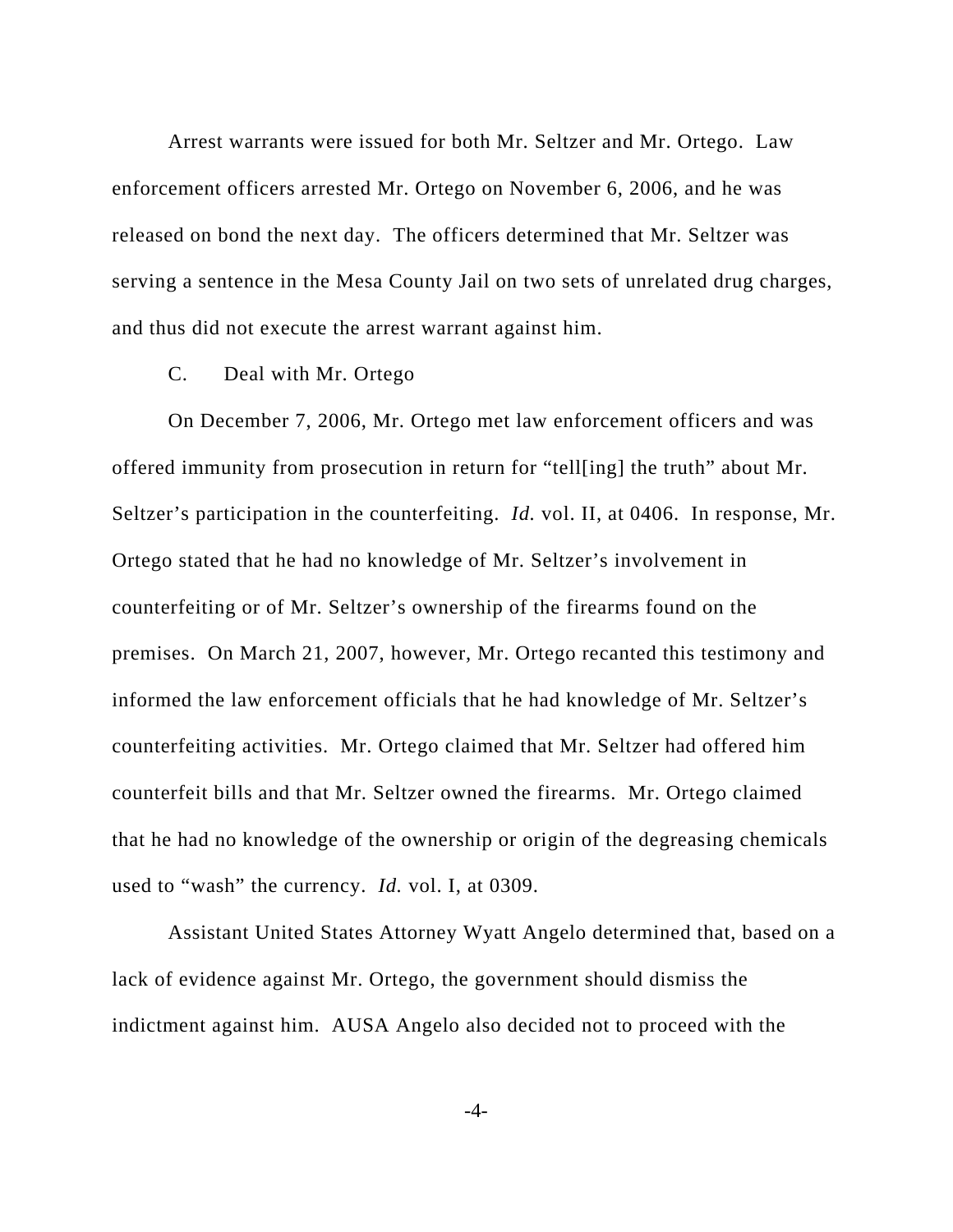Arrest warrants were issued for both Mr. Seltzer and Mr. Ortego. Law enforcement officers arrested Mr. Ortego on November 6, 2006, and he was released on bond the next day. The officers determined that Mr. Seltzer was serving a sentence in the Mesa County Jail on two sets of unrelated drug charges, and thus did not execute the arrest warrant against him.

C. Deal with Mr. Ortego

On December 7, 2006, Mr. Ortego met law enforcement officers and was offered immunity from prosecution in return for "tell[ing] the truth" about Mr. Seltzer's participation in the counterfeiting. *Id.* vol. II, at 0406. In response, Mr. Ortego stated that he had no knowledge of Mr. Seltzer's involvement in counterfeiting or of Mr. Seltzer's ownership of the firearms found on the premises. On March 21, 2007, however, Mr. Ortego recanted this testimony and informed the law enforcement officials that he had knowledge of Mr. Seltzer's counterfeiting activities. Mr. Ortego claimed that Mr. Seltzer had offered him counterfeit bills and that Mr. Seltzer owned the firearms. Mr. Ortego claimed that he had no knowledge of the ownership or origin of the degreasing chemicals used to "wash" the currency. *Id.* vol. I, at 0309.

Assistant United States Attorney Wyatt Angelo determined that, based on a lack of evidence against Mr. Ortego, the government should dismiss the indictment against him. AUSA Angelo also decided not to proceed with the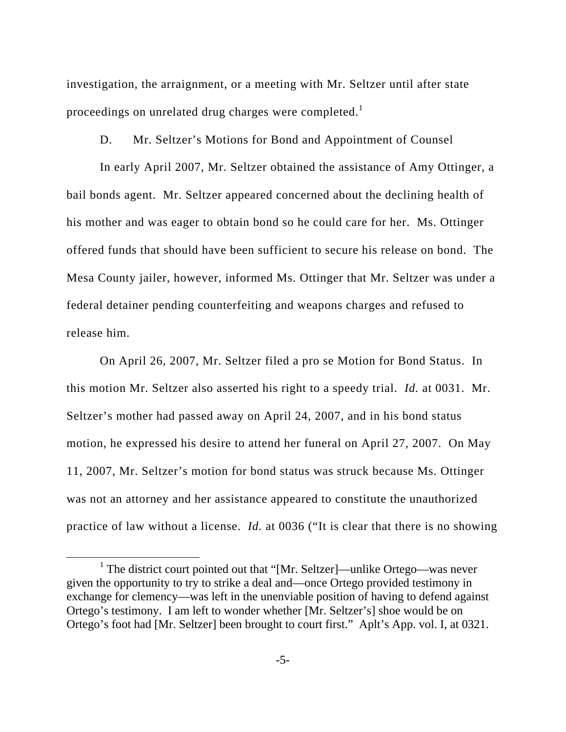investigation, the arraignment, or a meeting with Mr. Seltzer until after state proceedings on unrelated drug charges were completed.[1]

D. Mr. Seltzer's Motions for Bond and Appointment of Counsel

In early April 2007, Mr. Seltzer obtained the assistance of Amy Ottinger, a bail bonds agent. Mr. Seltzer appeared concerned about the declining health of his mother and was eager to obtain bond so he could care for her. Ms. Ottinger offered funds that should have been sufficient to secure his release on bond. The Mesa County jailer, however, informed Ms. Ottinger that Mr. Seltzer was under a federal detainer pending counterfeiting and weapons charges and refused to release him.

On April 26, 2007, Mr. Seltzer filed a pro se Motion for Bond Status. In this motion Mr. Seltzer also asserted his right to a speedy trial. *Id.* at 0031. Mr. Seltzer's mother had passed away on April 24, 2007, and in his bond status motion, he expressed his desire to attend her funeral on April 27, 2007. On May 11, 2007, Mr. Seltzer's motion for bond status was struck because Ms. Ottinger was not an attorney and her assistance appeared to constitute the unauthorized practice of law without a license. *Id.* at 0036 ("It is clear that there is no showing

---

[1] The district court pointed out that "[Mr. Seltzer]—unlike Ortego—was never given the opportunity to try to strike a deal and—once Ortego provided testimony in exchange for clemency—was left in the unenviable position of having to defend against Ortego's testimony. I am left to wonder whether [Mr. Seltzer's] shoe would be on Ortego's foot had [Mr. Seltzer] been brought to court first." Aplt's App. vol. I, at 0321.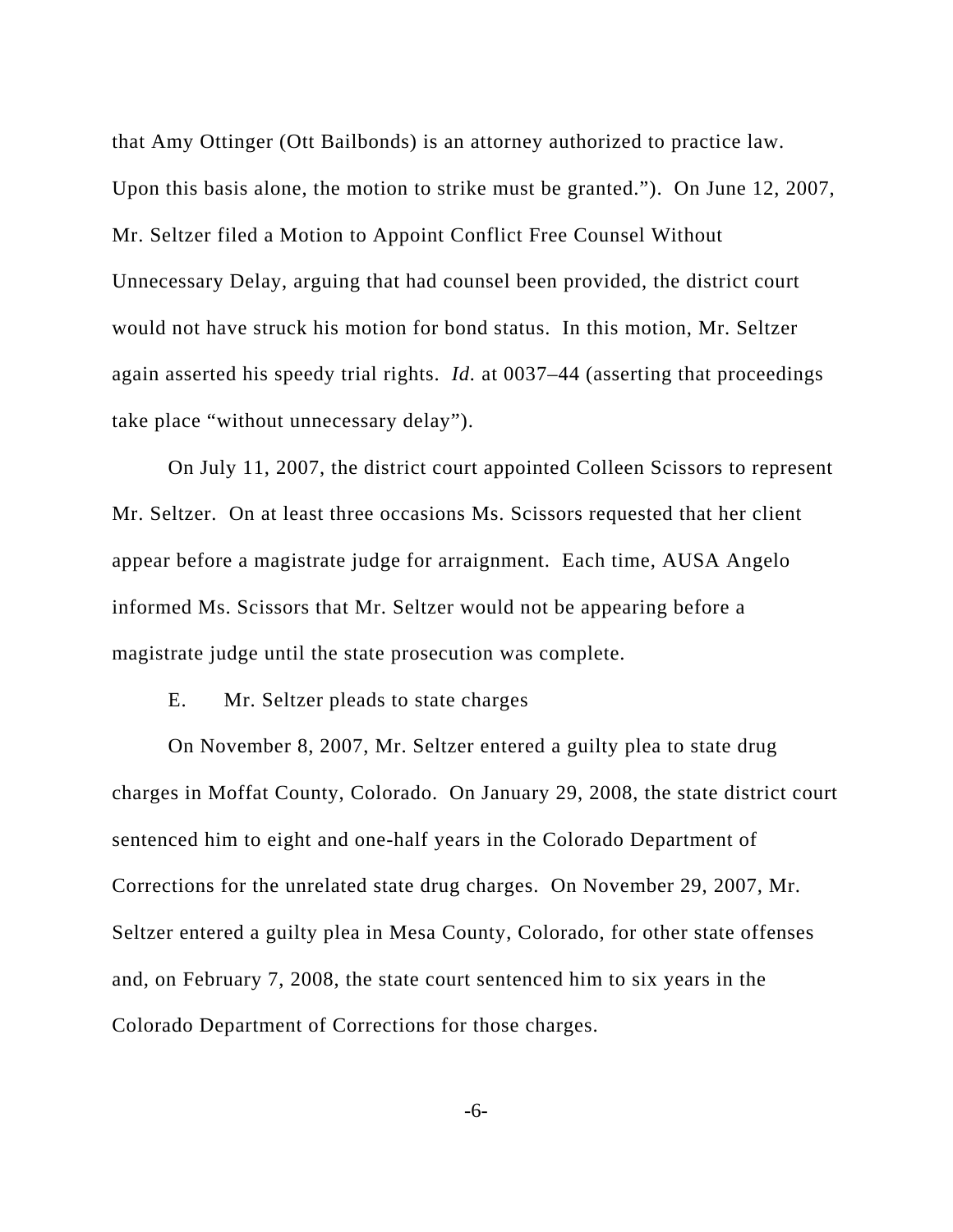that Amy Ottinger (Ott Bailbonds) is an attorney authorized to practice law. Upon this basis alone, the motion to strike must be granted."). On June 12, 2007, Mr. Seltzer filed a Motion to Appoint Conflict Free Counsel Without Unnecessary Delay, arguing that had counsel been provided, the district court would not have struck his motion for bond status. In this motion, Mr. Seltzer again asserted his speedy trial rights. *Id.* at 0037–44 (asserting that proceedings take place "without unnecessary delay").

On July 11, 2007, the district court appointed Colleen Scissors to represent Mr. Seltzer. On at least three occasions Ms. Scissors requested that her client appear before a magistrate judge for arraignment. Each time, AUSA Angelo informed Ms. Scissors that Mr. Seltzer would not be appearing before a magistrate judge until the state prosecution was complete.

E. Mr. Seltzer pleads to state charges

On November 8, 2007, Mr. Seltzer entered a guilty plea to state drug charges in Moffat County, Colorado. On January 29, 2008, the state district court sentenced him to eight and one-half years in the Colorado Department of Corrections for the unrelated state drug charges. On November 29, 2007, Mr. Seltzer entered a guilty plea in Mesa County, Colorado, for other state offenses and, on February 7, 2008, the state court sentenced him to six years in the Colorado Department of Corrections for those charges.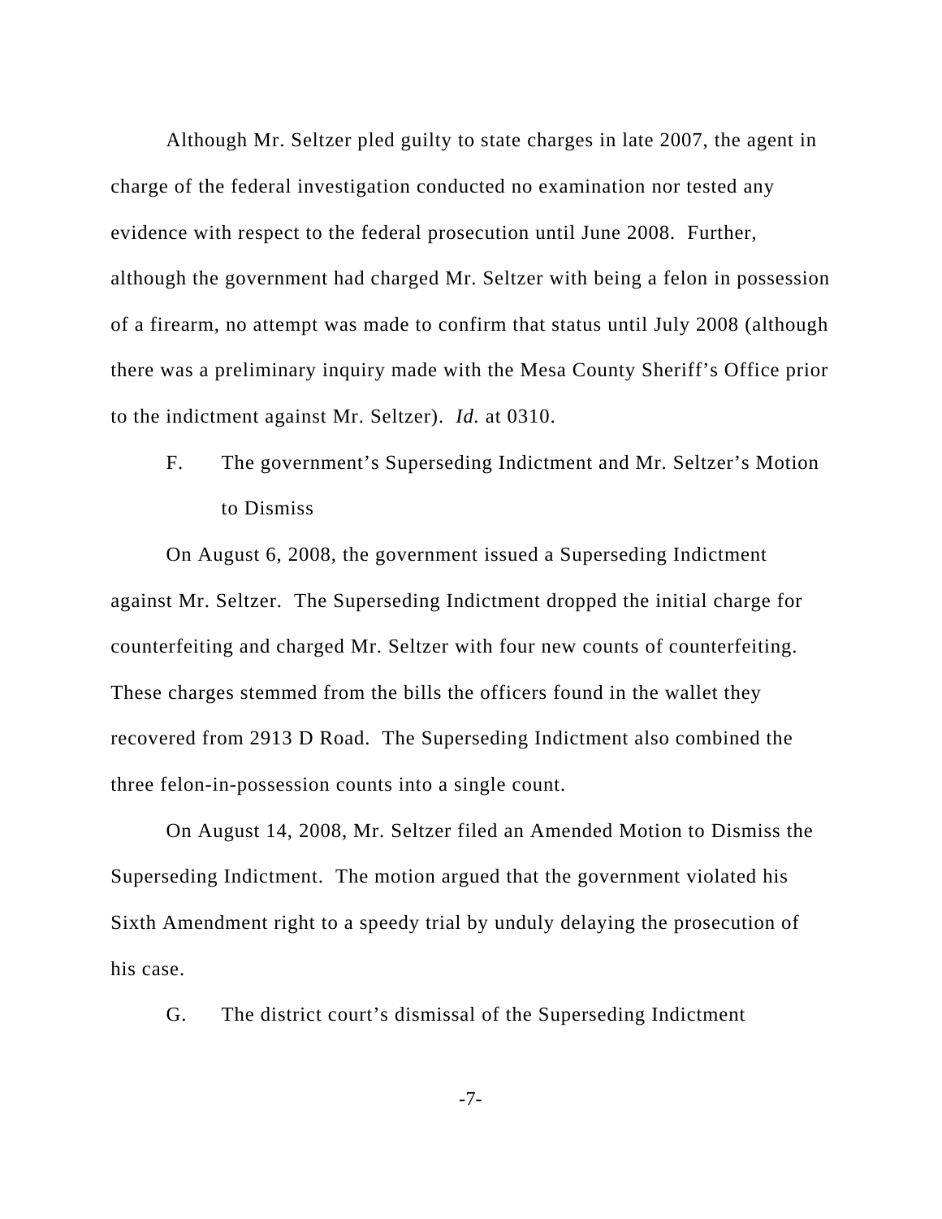Although Mr. Seltzer pled guilty to state charges in late 2007, the agent in charge of the federal investigation conducted no examination nor tested any evidence with respect to the federal prosecution until June 2008. Further, although the government had charged Mr. Seltzer with being a felon in possession of a firearm, no attempt was made to confirm that status until July 2008 (although there was a preliminary inquiry made with the Mesa County Sheriff's Office prior to the indictment against Mr. Seltzer). *Id.* at 0310.

### F. The government's Superseding Indictment and Mr. Seltzer's Motion to Dismiss

On August 6, 2008, the government issued a Superseding Indictment against Mr. Seltzer. The Superseding Indictment dropped the initial charge for counterfeiting and charged Mr. Seltzer with four new counts of counterfeiting. These charges stemmed from the bills the officers found in the wallet they recovered from 2913 D Road. The Superseding Indictment also combined the three felon-in-possession counts into a single count.

On August 14, 2008, Mr. Seltzer filed an Amended Motion to Dismiss the Superseding Indictment. The motion argued that the government violated his Sixth Amendment right to a speedy trial by unduly delaying the prosecution of his case.

### G. The district court's dismissal of the Superseding Indictment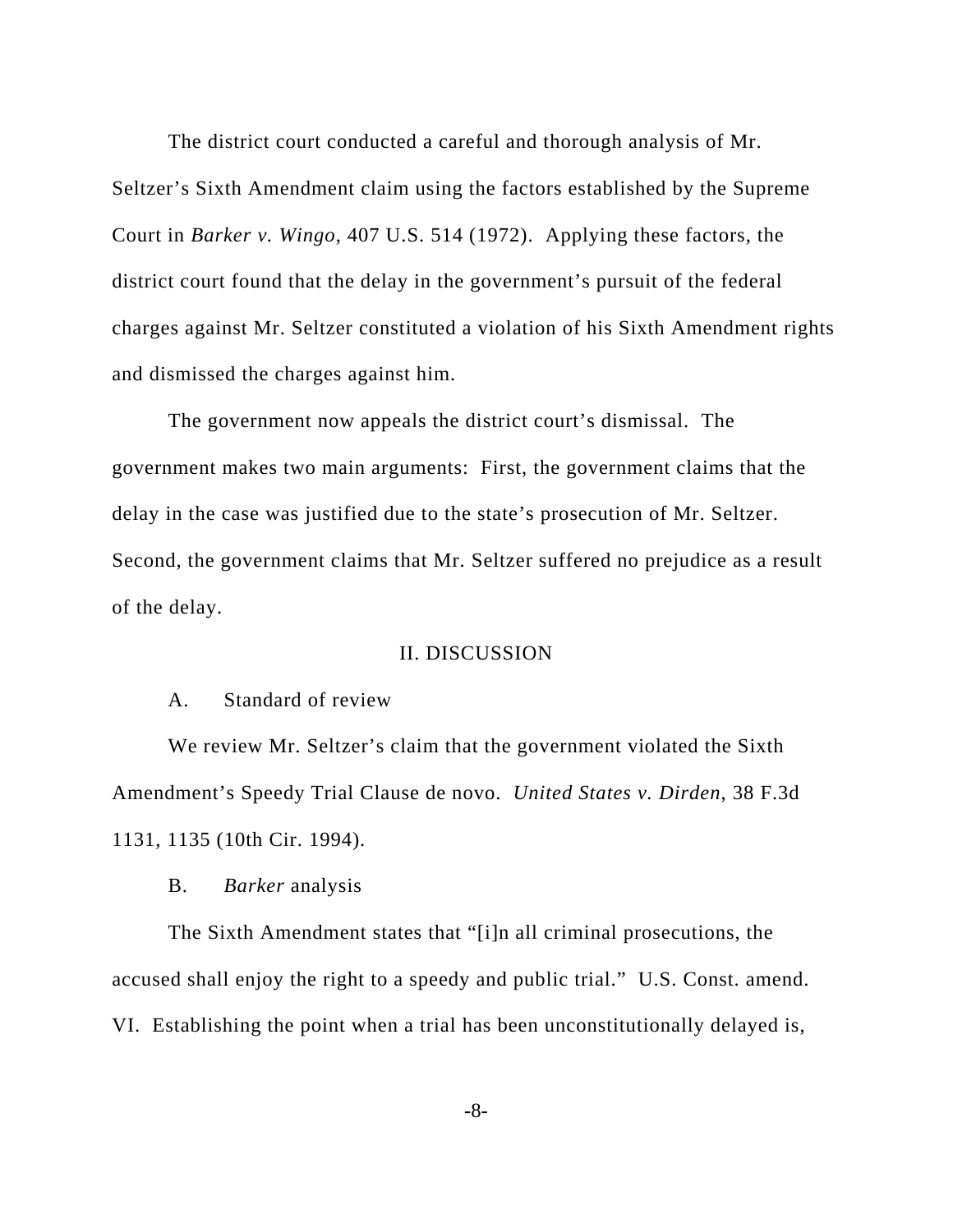The district court conducted a careful and thorough analysis of Mr. Seltzer's Sixth Amendment claim using the factors established by the Supreme Court in *Barker v. Wingo*, 407 U.S. 514 (1972). Applying these factors, the district court found that the delay in the government's pursuit of the federal charges against Mr. Seltzer constituted a violation of his Sixth Amendment rights and dismissed the charges against him.

The government now appeals the district court's dismissal. The government makes two main arguments: First, the government claims that the delay in the case was justified due to the state's prosecution of Mr. Seltzer. Second, the government claims that Mr. Seltzer suffered no prejudice as a result of the delay.

## II. DISCUSSION

### A. Standard of review

We review Mr. Seltzer's claim that the government violated the Sixth Amendment's Speedy Trial Clause de novo. *United States v. Dirden*, 38 F.3d 1131, 1135 (10th Cir. 1994).

### B. *Barker* analysis

The Sixth Amendment states that "[i]n all criminal prosecutions, the accused shall enjoy the right to a speedy and public trial." U.S. Const. amend. VI. Establishing the point when a trial has been unconstitutionally delayed is,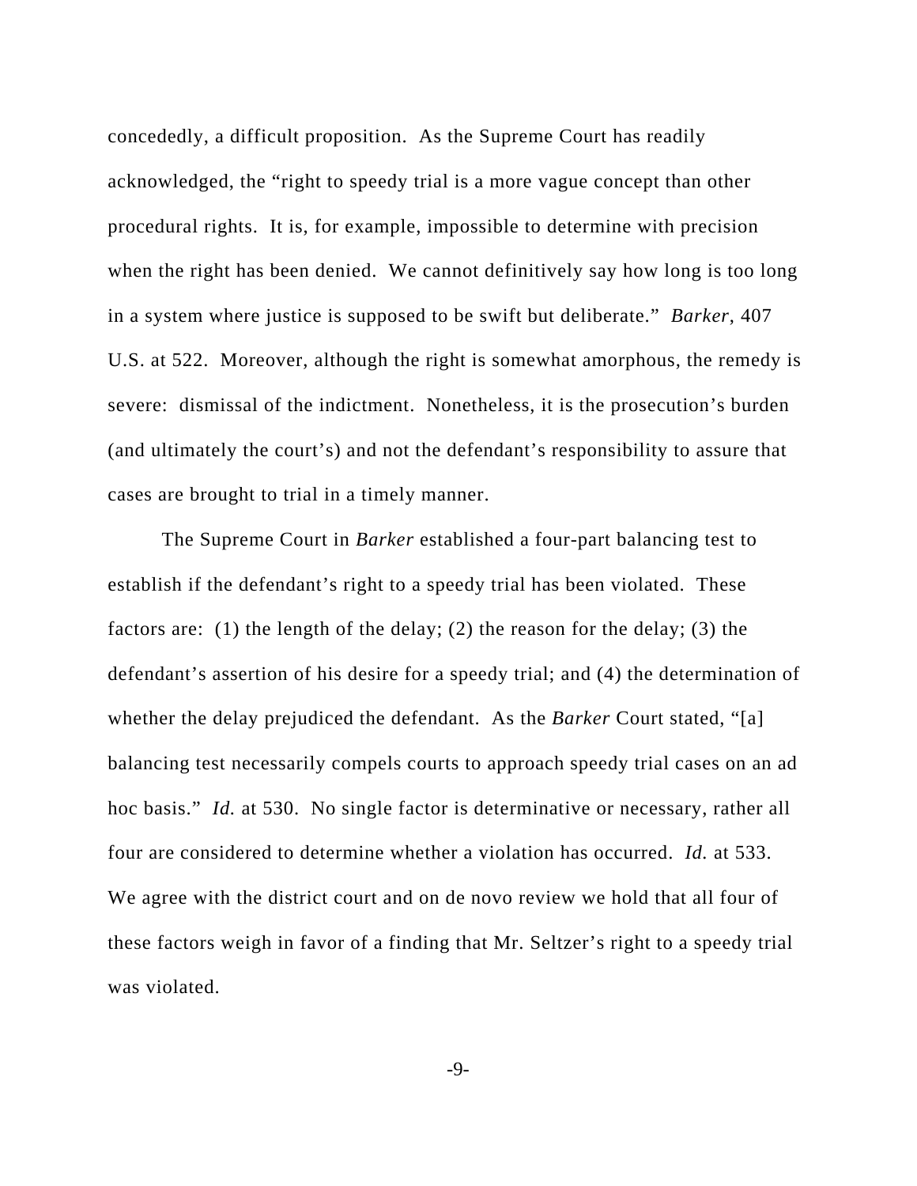concededly, a difficult proposition. As the Supreme Court has readily acknowledged, the "right to speedy trial is a more vague concept than other procedural rights. It is, for example, impossible to determine with precision when the right has been denied. We cannot definitively say how long is too long in a system where justice is supposed to be swift but deliberate." *Barker*, 407 U.S. at 522. Moreover, although the right is somewhat amorphous, the remedy is severe: dismissal of the indictment. Nonetheless, it is the prosecution's burden (and ultimately the court's) and not the defendant's responsibility to assure that cases are brought to trial in a timely manner.

The Supreme Court in *Barker* established a four-part balancing test to establish if the defendant's right to a speedy trial has been violated. These factors are: (1) the length of the delay; (2) the reason for the delay; (3) the defendant's assertion of his desire for a speedy trial; and (4) the determination of whether the delay prejudiced the defendant. As the *Barker* Court stated, "[a] balancing test necessarily compels courts to approach speedy trial cases on an ad hoc basis." *Id.* at 530. No single factor is determinative or necessary, rather all four are considered to determine whether a violation has occurred. *Id.* at 533. We agree with the district court and on de novo review we hold that all four of these factors weigh in favor of a finding that Mr. Seltzer's right to a speedy trial was violated.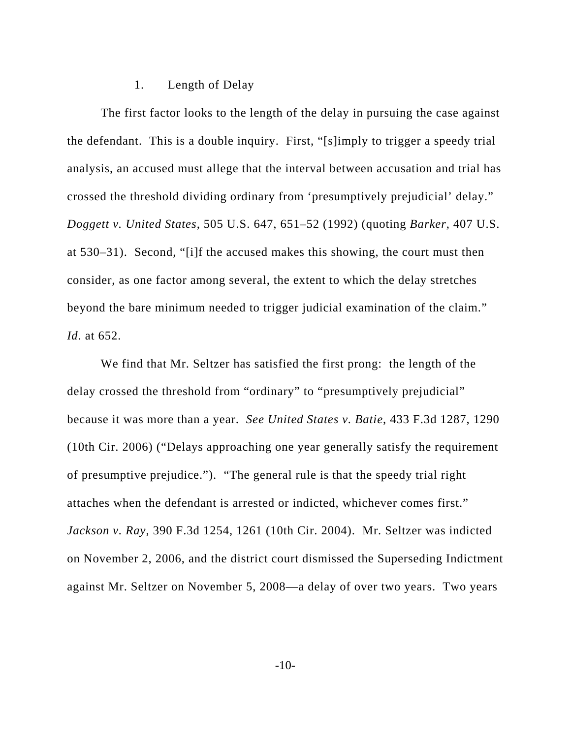### 1. Length of Delay

The first factor looks to the length of the delay in pursuing the case against the defendant. This is a double inquiry. First, "[s]imply to trigger a speedy trial analysis, an accused must allege that the interval between accusation and trial has crossed the threshold dividing ordinary from 'presumptively prejudicial' delay." *Doggett v. United States*, 505 U.S. 647, 651–52 (1992) (quoting *Barker*, 407 U.S. at 530–31). Second, "[i]f the accused makes this showing, the court must then consider, as one factor among several, the extent to which the delay stretches beyond the bare minimum needed to trigger judicial examination of the claim." *Id*. at 652.

We find that Mr. Seltzer has satisfied the first prong: the length of the delay crossed the threshold from "ordinary" to "presumptively prejudicial" because it was more than a year. *See United States v. Batie*, 433 F.3d 1287, 1290 (10th Cir. 2006) ("Delays approaching one year generally satisfy the requirement of presumptive prejudice."). "The general rule is that the speedy trial right attaches when the defendant is arrested or indicted, whichever comes first." *Jackson v. Ray*, 390 F.3d 1254, 1261 (10th Cir. 2004). Mr. Seltzer was indicted on November 2, 2006, and the district court dismissed the Superseding Indictment against Mr. Seltzer on November 5, 2008—a delay of over two years. Two years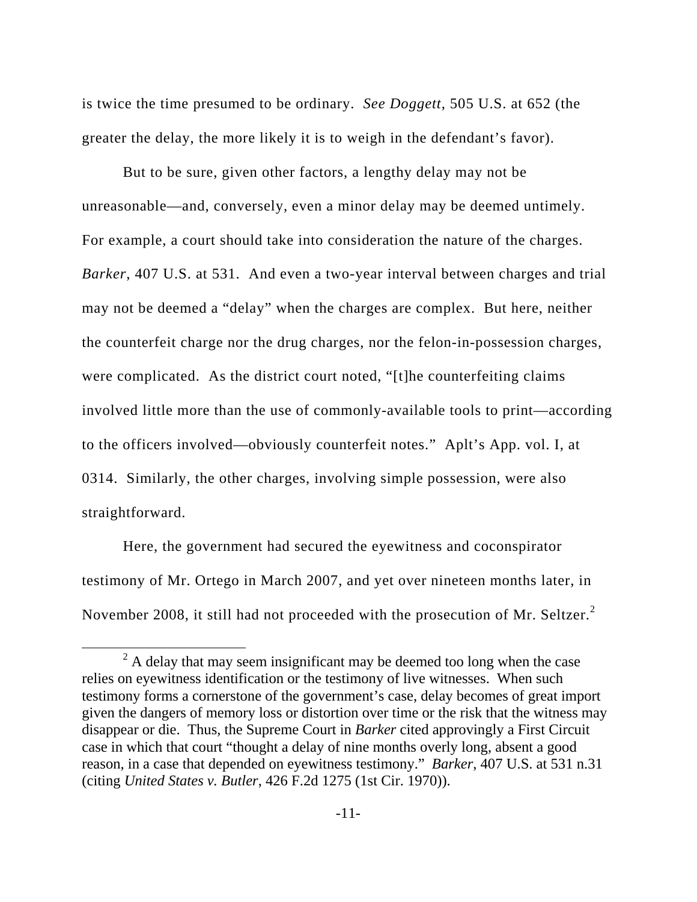is twice the time presumed to be ordinary. *See Doggett*, 505 U.S. at 652 (the greater the delay, the more likely it is to weigh in the defendant's favor).

But to be sure, given other factors, a lengthy delay may not be unreasonable—and, conversely, even a minor delay may be deemed untimely. For example, a court should take into consideration the nature of the charges. *Barker*, 407 U.S. at 531. And even a two-year interval between charges and trial may not be deemed a "delay" when the charges are complex. But here, neither the counterfeit charge nor the drug charges, nor the felon-in-possession charges, were complicated. As the district court noted, "[t]he counterfeiting claims involved little more than the use of commonly-available tools to print—according to the officers involved—obviously counterfeit notes." Aplt's App. vol. I, at 0314. Similarly, the other charges, involving simple possession, were also straightforward.

Here, the government had secured the eyewitness and coconspirator testimony of Mr. Ortego in March 2007, and yet over nineteen months later, in November 2008, it still had not proceeded with the prosecution of Mr. Seltzer.[2]

[2] A delay that may seem insignificant may be deemed too long when the case relies on eyewitness identification or the testimony of live witnesses. When such testimony forms a cornerstone of the government's case, delay becomes of great import given the dangers of memory loss or distortion over time or the risk that the witness may disappear or die. Thus, the Supreme Court in *Barker* cited approvingly a First Circuit case in which that court "thought a delay of nine months overly long, absent a good reason, in a case that depended on eyewitness testimony." *Barker*, 407 U.S. at 531 n.31 (citing *United States v. Butler*, 426 F.2d 1275 (1st Cir. 1970)).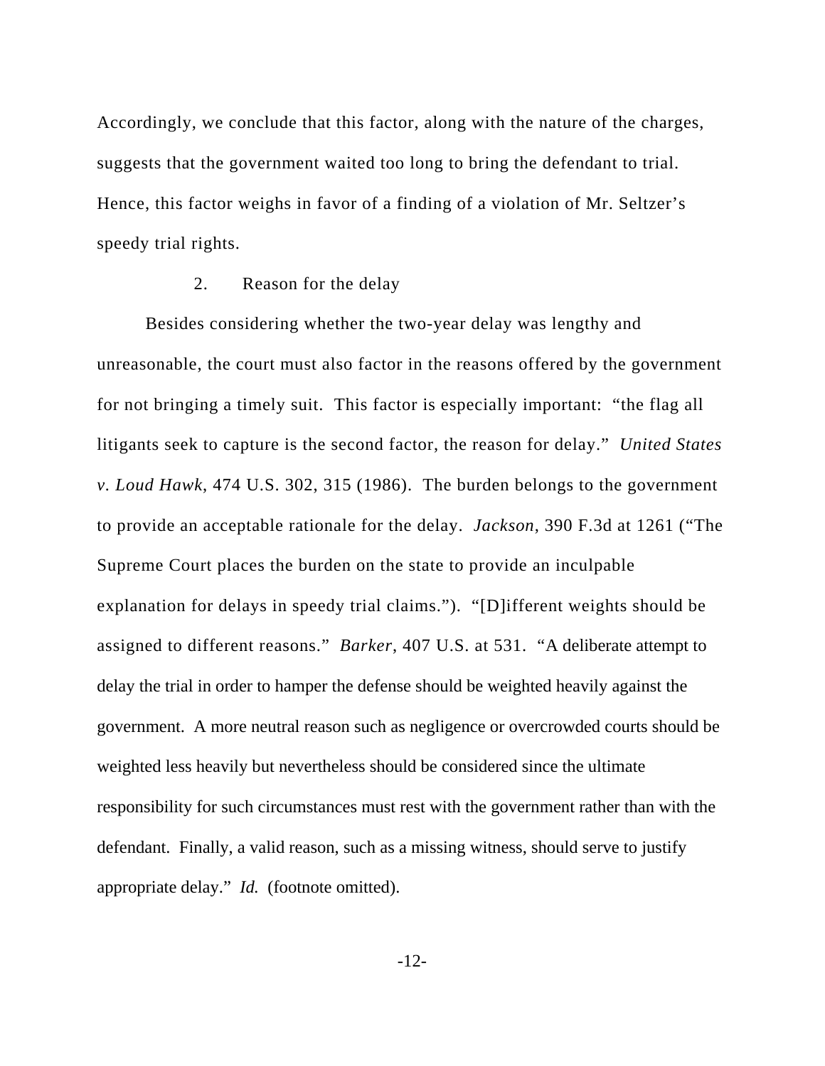Accordingly, we conclude that this factor, along with the nature of the charges, suggests that the government waited too long to bring the defendant to trial. Hence, this factor weighs in favor of a finding of a violation of Mr. Seltzer's speedy trial rights.

2. Reason for the delay

Besides considering whether the two-year delay was lengthy and unreasonable, the court must also factor in the reasons offered by the government for not bringing a timely suit. This factor is especially important: "the flag all litigants seek to capture is the second factor, the reason for delay." *United States v. Loud Hawk*, 474 U.S. 302, 315 (1986). The burden belongs to the government to provide an acceptable rationale for the delay. *Jackson*, 390 F.3d at 1261 ("The Supreme Court places the burden on the state to provide an inculpable explanation for delays in speedy trial claims."). "[D]ifferent weights should be assigned to different reasons." *Barker*, 407 U.S. at 531. "A deliberate attempt to delay the trial in order to hamper the defense should be weighted heavily against the government. A more neutral reason such as negligence or overcrowded courts should be weighted less heavily but nevertheless should be considered since the ultimate responsibility for such circumstances must rest with the government rather than with the defendant. Finally, a valid reason, such as a missing witness, should serve to justify appropriate delay." *Id.* (footnote omitted).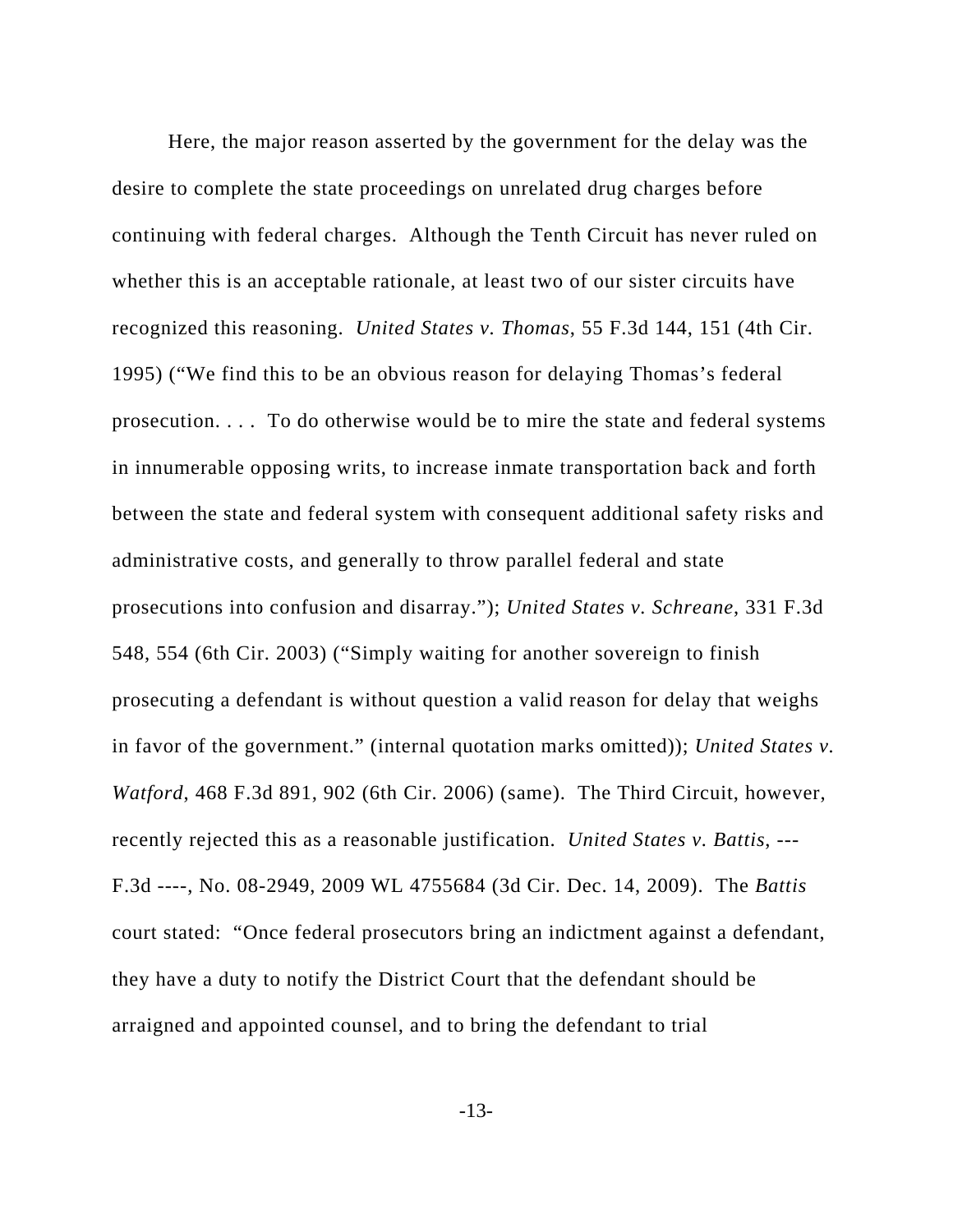Here, the major reason asserted by the government for the delay was the desire to complete the state proceedings on unrelated drug charges before continuing with federal charges. Although the Tenth Circuit has never ruled on whether this is an acceptable rationale, at least two of our sister circuits have recognized this reasoning. *United States v. Thomas*, 55 F.3d 144, 151 (4th Cir. 1995) ("We find this to be an obvious reason for delaying Thomas's federal prosecution. . . . To do otherwise would be to mire the state and federal systems in innumerable opposing writs, to increase inmate transportation back and forth between the state and federal system with consequent additional safety risks and administrative costs, and generally to throw parallel federal and state prosecutions into confusion and disarray."); *United States v. Schreane*, 331 F.3d 548, 554 (6th Cir. 2003) ("Simply waiting for another sovereign to finish prosecuting a defendant is without question a valid reason for delay that weighs in favor of the government." (internal quotation marks omitted)); *United States v. Watford*, 468 F.3d 891, 902 (6th Cir. 2006) (same). The Third Circuit, however, recently rejected this as a reasonable justification. *United States v. Battis*, --- F.3d ----, No. 08-2949, 2009 WL 4755684 (3d Cir. Dec. 14, 2009). The *Battis* court stated: "Once federal prosecutors bring an indictment against a defendant, they have a duty to notify the District Court that the defendant should be arraigned and appointed counsel, and to bring the defendant to trial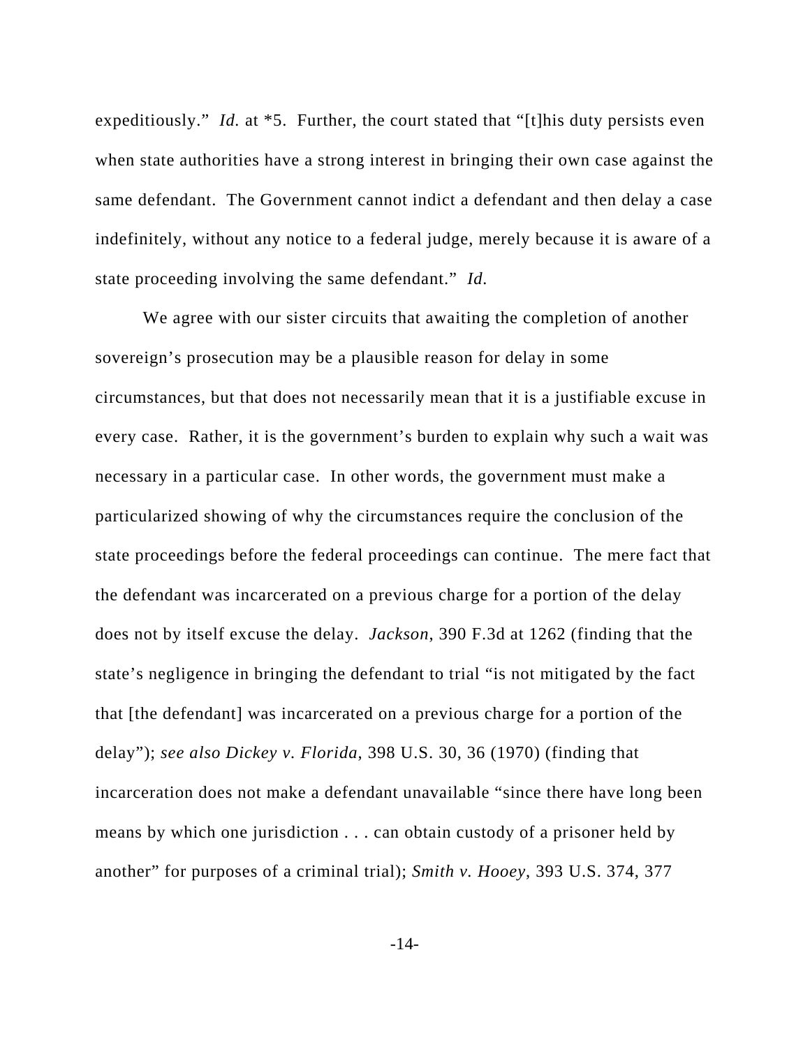expeditiously." *Id.* at *5. Further, the court stated that "[t]his duty persists even when state authorities have a strong interest in bringing their own case against the same defendant. The Government cannot indict a defendant and then delay a case indefinitely, without any notice to a federal judge, merely because it is aware of a state proceeding involving the same defendant." *Id.*

We agree with our sister circuits that awaiting the completion of another sovereign's prosecution may be a plausible reason for delay in some circumstances, but that does not necessarily mean that it is a justifiable excuse in every case. Rather, it is the government's burden to explain why such a wait was necessary in a particular case. In other words, the government must make a particularized showing of why the circumstances require the conclusion of the state proceedings before the federal proceedings can continue. The mere fact that the defendant was incarcerated on a previous charge for a portion of the delay does not by itself excuse the delay. *Jackson*, 390 F.3d at 1262 (finding that the state's negligence in bringing the defendant to trial "is not mitigated by the fact that [the defendant] was incarcerated on a previous charge for a portion of the delay"); *see also Dickey v. Florida*, 398 U.S. 30, 36 (1970) (finding that incarceration does not make a defendant unavailable "since there have long been means by which one jurisdiction . . . can obtain custody of a prisoner held by another" for purposes of a criminal trial); *Smith v. Hooey*, 393 U.S. 374, 377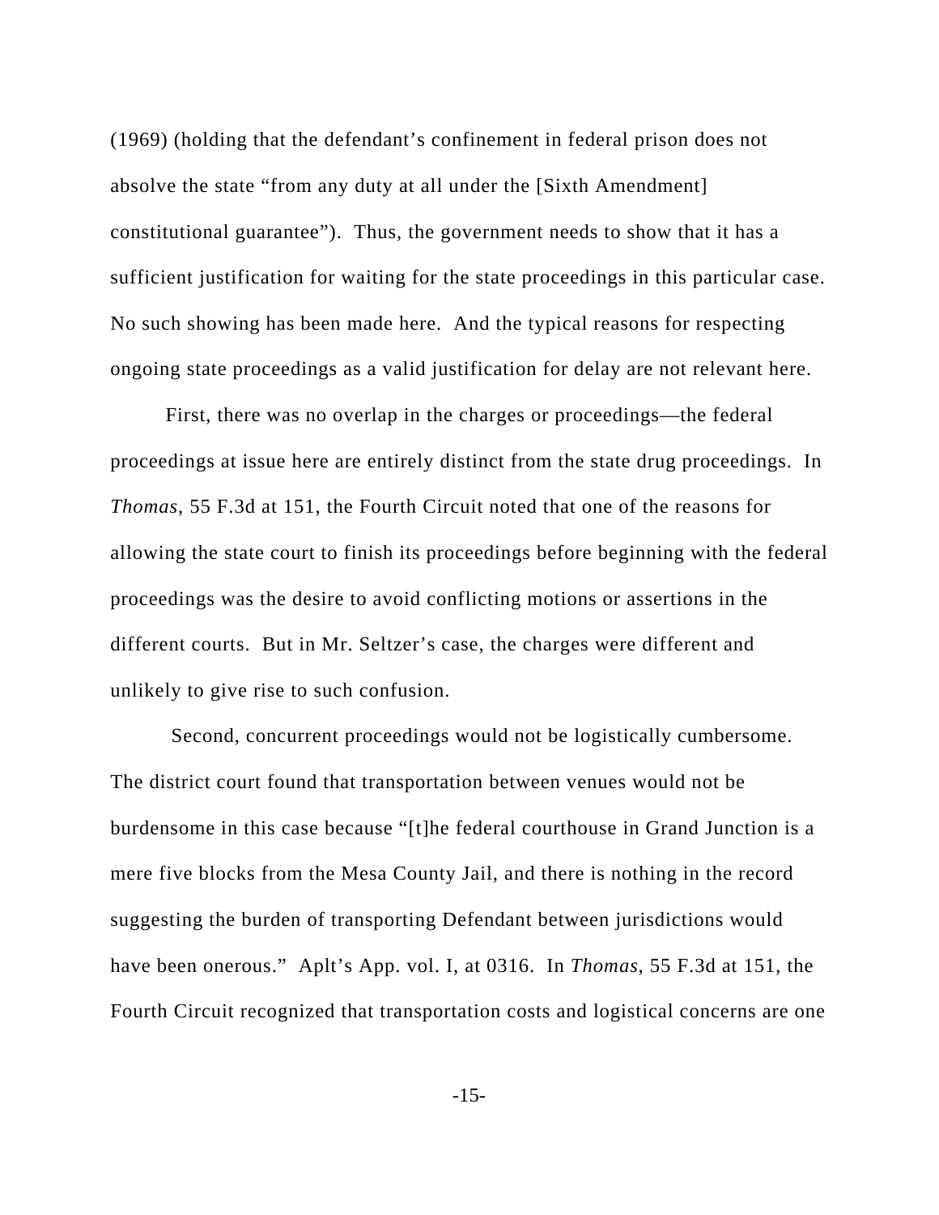(1969) (holding that the defendant's confinement in federal prison does not absolve the state "from any duty at all under the [Sixth Amendment] constitutional guarantee"). Thus, the government needs to show that it has a sufficient justification for waiting for the state proceedings in this particular case. No such showing has been made here. And the typical reasons for respecting ongoing state proceedings as a valid justification for delay are not relevant here.

First, there was no overlap in the charges or proceedings—the federal proceedings at issue here are entirely distinct from the state drug proceedings. In *Thomas*, 55 F.3d at 151, the Fourth Circuit noted that one of the reasons for allowing the state court to finish its proceedings before beginning with the federal proceedings was the desire to avoid conflicting motions or assertions in the different courts. But in Mr. Seltzer's case, the charges were different and unlikely to give rise to such confusion.

Second, concurrent proceedings would not be logistically cumbersome. The district court found that transportation between venues would not be burdensome in this case because "[t]he federal courthouse in Grand Junction is a mere five blocks from the Mesa County Jail, and there is nothing in the record suggesting the burden of transporting Defendant between jurisdictions would have been onerous." Aplt's App. vol. I, at 0316. In *Thomas*, 55 F.3d at 151, the Fourth Circuit recognized that transportation costs and logistical concerns are one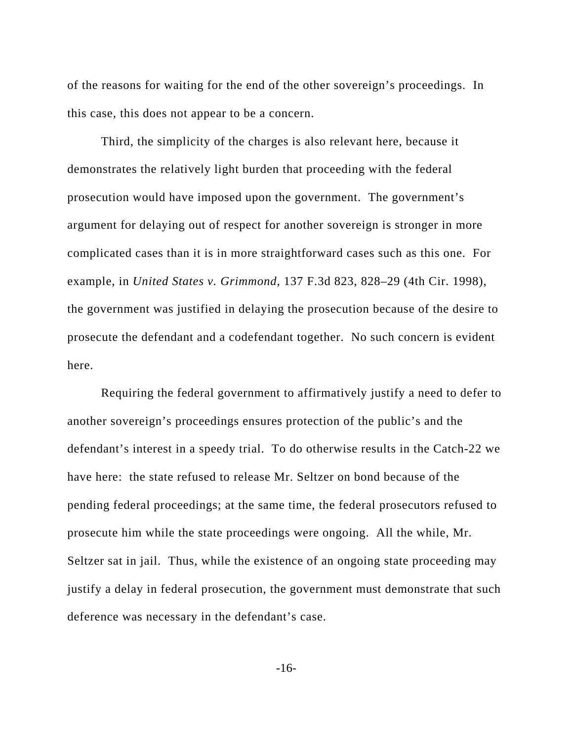of the reasons for waiting for the end of the other sovereign's proceedings. In this case, this does not appear to be a concern.

Third, the simplicity of the charges is also relevant here, because it demonstrates the relatively light burden that proceeding with the federal prosecution would have imposed upon the government. The government's argument for delaying out of respect for another sovereign is stronger in more complicated cases than it is in more straightforward cases such as this one. For example, in *United States v. Grimmond*, 137 F.3d 823, 828–29 (4th Cir. 1998), the government was justified in delaying the prosecution because of the desire to prosecute the defendant and a codefendant together. No such concern is evident here.

Requiring the federal government to affirmatively justify a need to defer to another sovereign's proceedings ensures protection of the public's and the defendant's interest in a speedy trial. To do otherwise results in the Catch-22 we have here: the state refused to release Mr. Seltzer on bond because of the pending federal proceedings; at the same time, the federal prosecutors refused to prosecute him while the state proceedings were ongoing. All the while, Mr. Seltzer sat in jail. Thus, while the existence of an ongoing state proceeding may justify a delay in federal prosecution, the government must demonstrate that such deference was necessary in the defendant's case.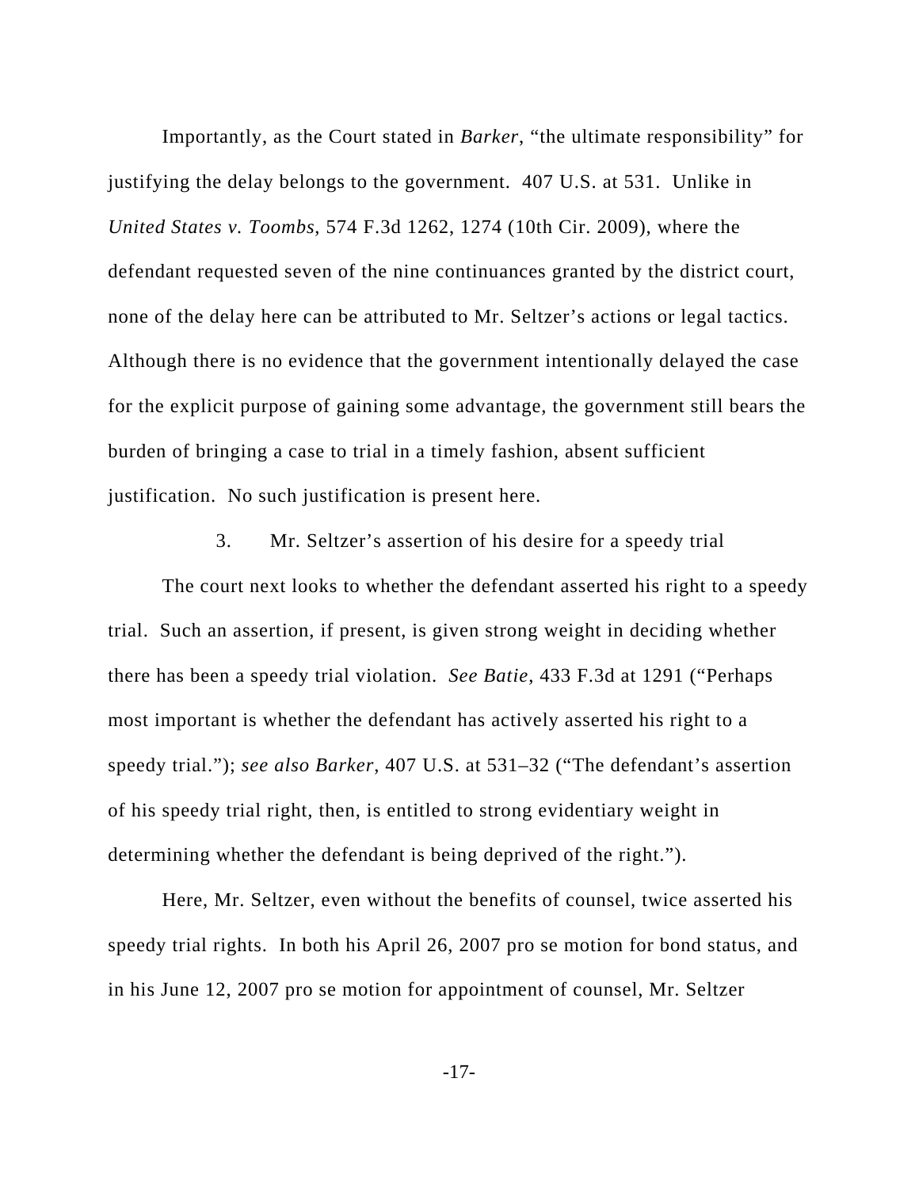Importantly, as the Court stated in *Barker*, "the ultimate responsibility" for justifying the delay belongs to the government. 407 U.S. at 531. Unlike in *United States v. Toombs*, 574 F.3d 1262, 1274 (10th Cir. 2009), where the defendant requested seven of the nine continuances granted by the district court, none of the delay here can be attributed to Mr. Seltzer's actions or legal tactics. Although there is no evidence that the government intentionally delayed the case for the explicit purpose of gaining some advantage, the government still bears the burden of bringing a case to trial in a timely fashion, absent sufficient justification. No such justification is present here.

3. Mr. Seltzer's assertion of his desire for a speedy trial

The court next looks to whether the defendant asserted his right to a speedy trial. Such an assertion, if present, is given strong weight in deciding whether there has been a speedy trial violation. *See Batie*, 433 F.3d at 1291 ("Perhaps most important is whether the defendant has actively asserted his right to a speedy trial."); *see also Barker*, 407 U.S. at 531–32 ("The defendant's assertion of his speedy trial right, then, is entitled to strong evidentiary weight in determining whether the defendant is being deprived of the right.").

Here, Mr. Seltzer, even without the benefits of counsel, twice asserted his speedy trial rights. In both his April 26, 2007 pro se motion for bond status, and in his June 12, 2007 pro se motion for appointment of counsel, Mr. Seltzer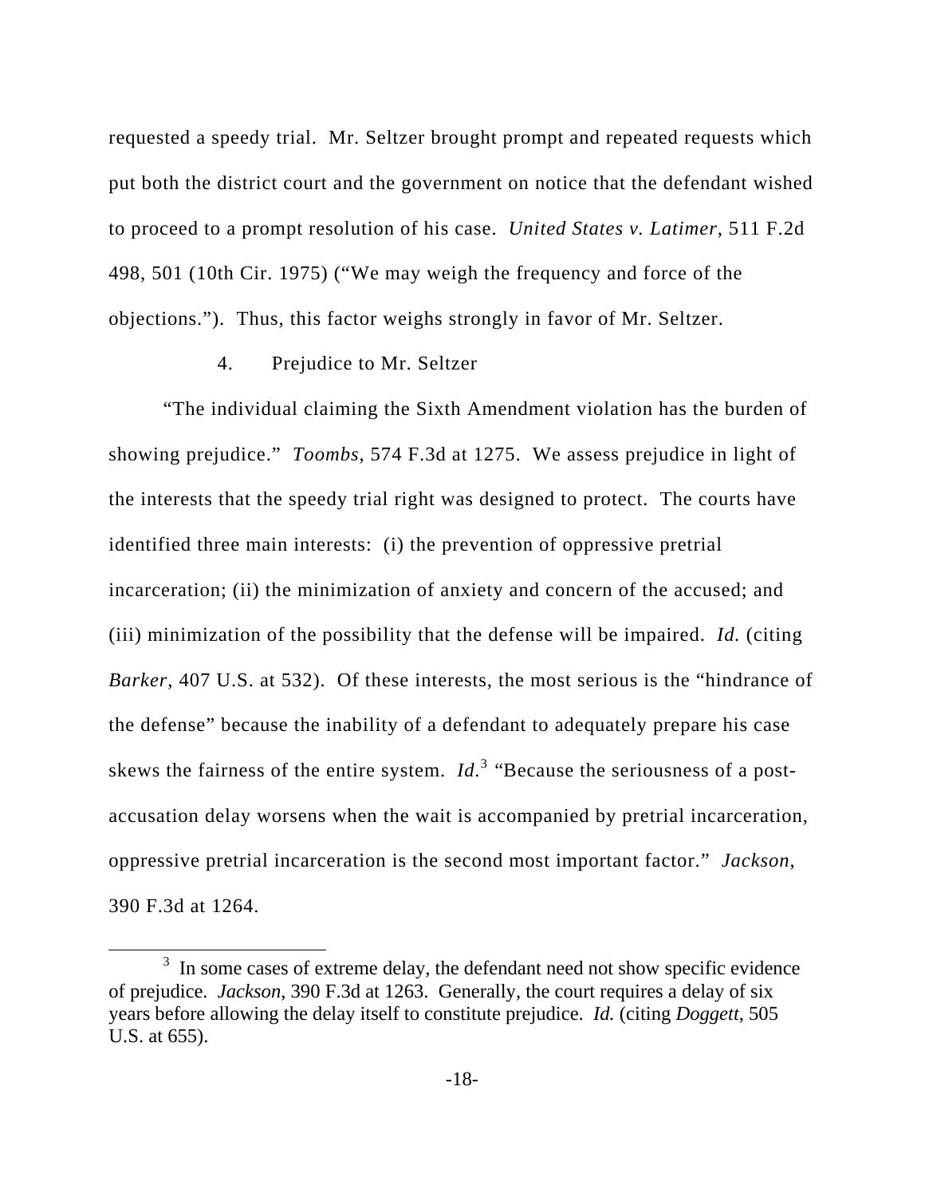requested a speedy trial. Mr. Seltzer brought prompt and repeated requests which put both the district court and the government on notice that the defendant wished to proceed to a prompt resolution of his case. *United States v. Latimer*, 511 F.2d 498, 501 (10th Cir. 1975) ("We may weigh the frequency and force of the objections."). Thus, this factor weighs strongly in favor of Mr. Seltzer.

4. Prejudice to Mr. Seltzer

"The individual claiming the Sixth Amendment violation has the burden of showing prejudice." *Toombs*, 574 F.3d at 1275. We assess prejudice in light of the interests that the speedy trial right was designed to protect. The courts have identified three main interests: (i) the prevention of oppressive pretrial incarceration; (ii) the minimization of anxiety and concern of the accused; and (iii) minimization of the possibility that the defense will be impaired. *Id.* (citing *Barker*, 407 U.S. at 532). Of these interests, the most serious is the "hindrance of the defense" because the inability of a defendant to adequately prepare his case skews the fairness of the entire system. *Id.*[3] "Because the seriousness of a post-accusation delay worsens when the wait is accompanied by pretrial incarceration, oppressive pretrial incarceration is the second most important factor." *Jackson*, 390 F.3d at 1264.

[3] In some cases of extreme delay, the defendant need not show specific evidence of prejudice. *Jackson*, 390 F.3d at 1263. Generally, the court requires a delay of six years before allowing the delay itself to constitute prejudice. *Id.* (citing *Doggett*, 505 U.S. at 655).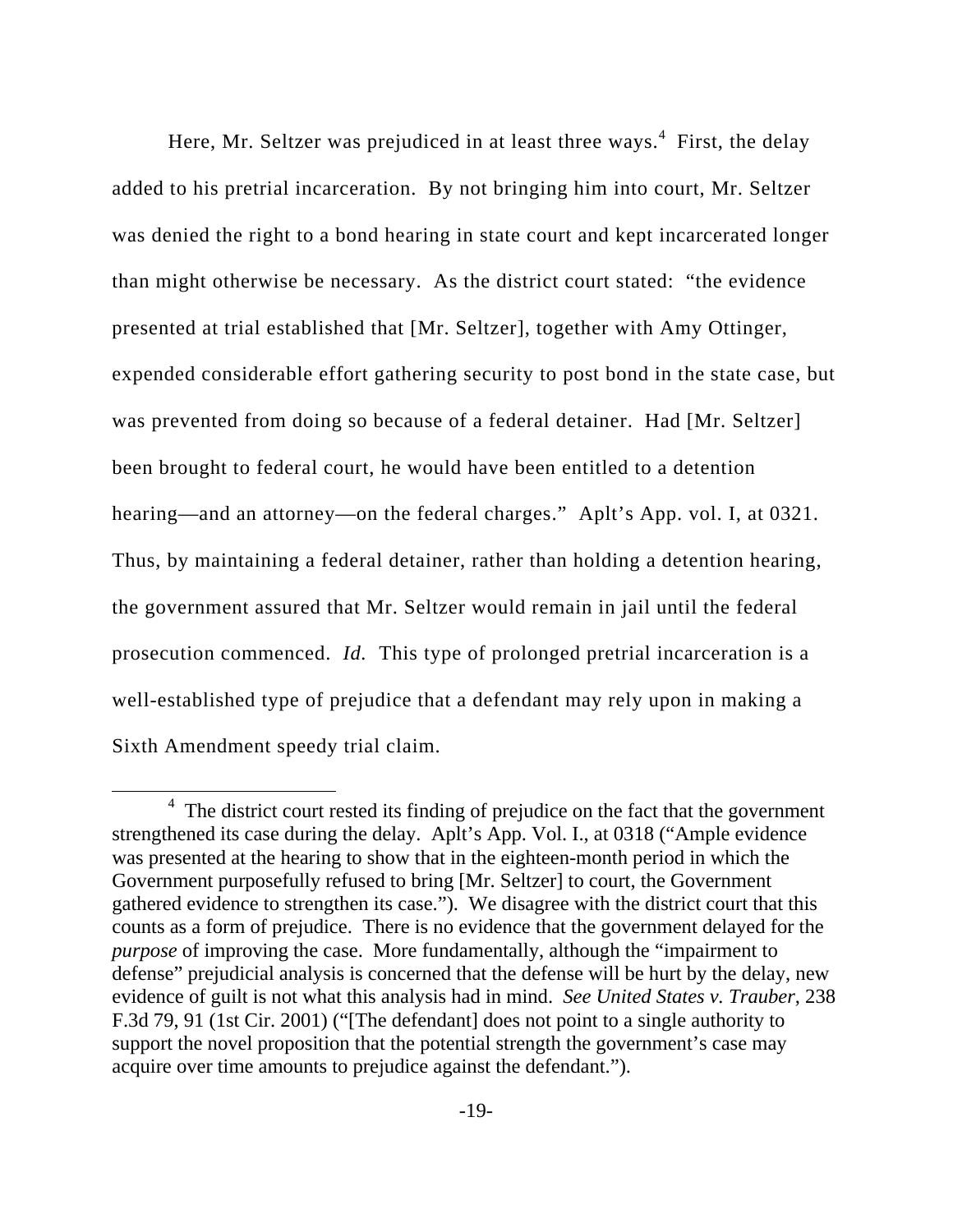Here, Mr. Seltzer was prejudiced in at least three ways.[4] First, the delay added to his pretrial incarceration. By not bringing him into court, Mr. Seltzer was denied the right to a bond hearing in state court and kept incarcerated longer than might otherwise be necessary. As the district court stated: "the evidence presented at trial established that [Mr. Seltzer], together with Amy Ottinger, expended considerable effort gathering security to post bond in the state case, but was prevented from doing so because of a federal detainer. Had [Mr. Seltzer] been brought to federal court, he would have been entitled to a detention hearing—and an attorney—on the federal charges." Aplt's App. vol. I, at 0321. Thus, by maintaining a federal detainer, rather than holding a detention hearing, the government assured that Mr. Seltzer would remain in jail until the federal prosecution commenced. *Id.* This type of prolonged pretrial incarceration is a well-established type of prejudice that a defendant may rely upon in making a Sixth Amendment speedy trial claim.

[4] The district court rested its finding of prejudice on the fact that the government strengthened its case during the delay. Aplt's App. Vol. I., at 0318 ("Ample evidence was presented at the hearing to show that in the eighteen-month period in which the Government purposefully refused to bring [Mr. Seltzer] to court, the Government gathered evidence to strengthen its case."). We disagree with the district court that this counts as a form of prejudice. There is no evidence that the government delayed for the *purpose* of improving the case. More fundamentally, although the "impairment to defense" prejudicial analysis is concerned that the defense will be hurt by the delay, new evidence of guilt is not what this analysis had in mind. *See United States v. Trauber*, 238 F.3d 79, 91 (1st Cir. 2001) ("[The defendant] does not point to a single authority to support the novel proposition that the potential strength the government's case may acquire over time amounts to prejudice against the defendant.").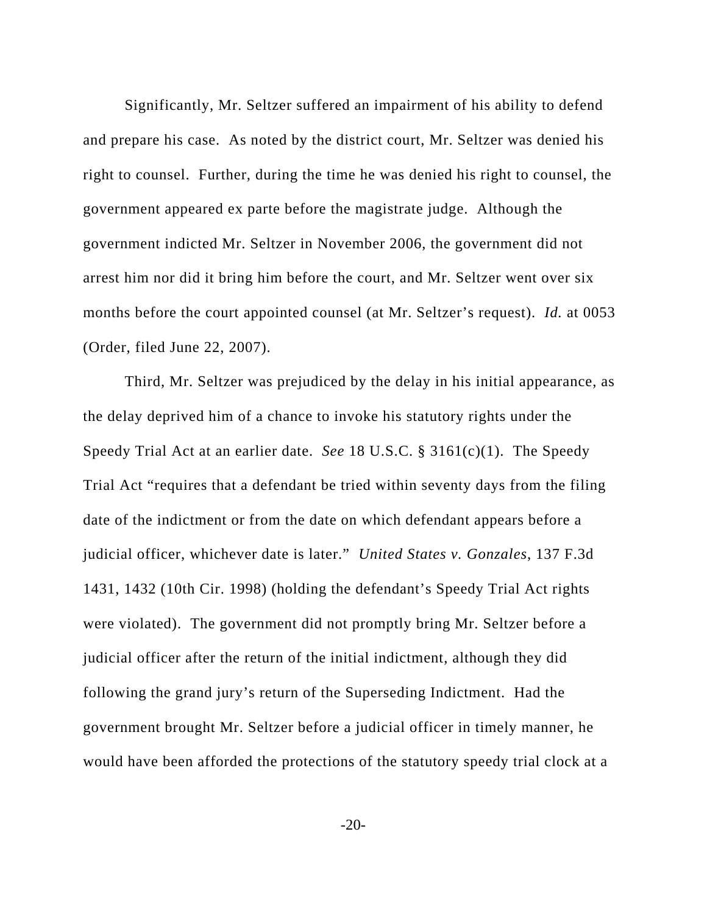Significantly, Mr. Seltzer suffered an impairment of his ability to defend and prepare his case. As noted by the district court, Mr. Seltzer was denied his right to counsel. Further, during the time he was denied his right to counsel, the government appeared ex parte before the magistrate judge. Although the government indicted Mr. Seltzer in November 2006, the government did not arrest him nor did it bring him before the court, and Mr. Seltzer went over six months before the court appointed counsel (at Mr. Seltzer's request). *Id.* at 0053 (Order, filed June 22, 2007).

Third, Mr. Seltzer was prejudiced by the delay in his initial appearance, as the delay deprived him of a chance to invoke his statutory rights under the Speedy Trial Act at an earlier date. *See* 18 U.S.C. § 3161(c)(1). The Speedy Trial Act "requires that a defendant be tried within seventy days from the filing date of the indictment or from the date on which defendant appears before a judicial officer, whichever date is later." *United States v. Gonzales*, 137 F.3d 1431, 1432 (10th Cir. 1998) (holding the defendant's Speedy Trial Act rights were violated). The government did not promptly bring Mr. Seltzer before a judicial officer after the return of the initial indictment, although they did following the grand jury's return of the Superseding Indictment. Had the government brought Mr. Seltzer before a judicial officer in timely manner, he would have been afforded the protections of the statutory speedy trial clock at a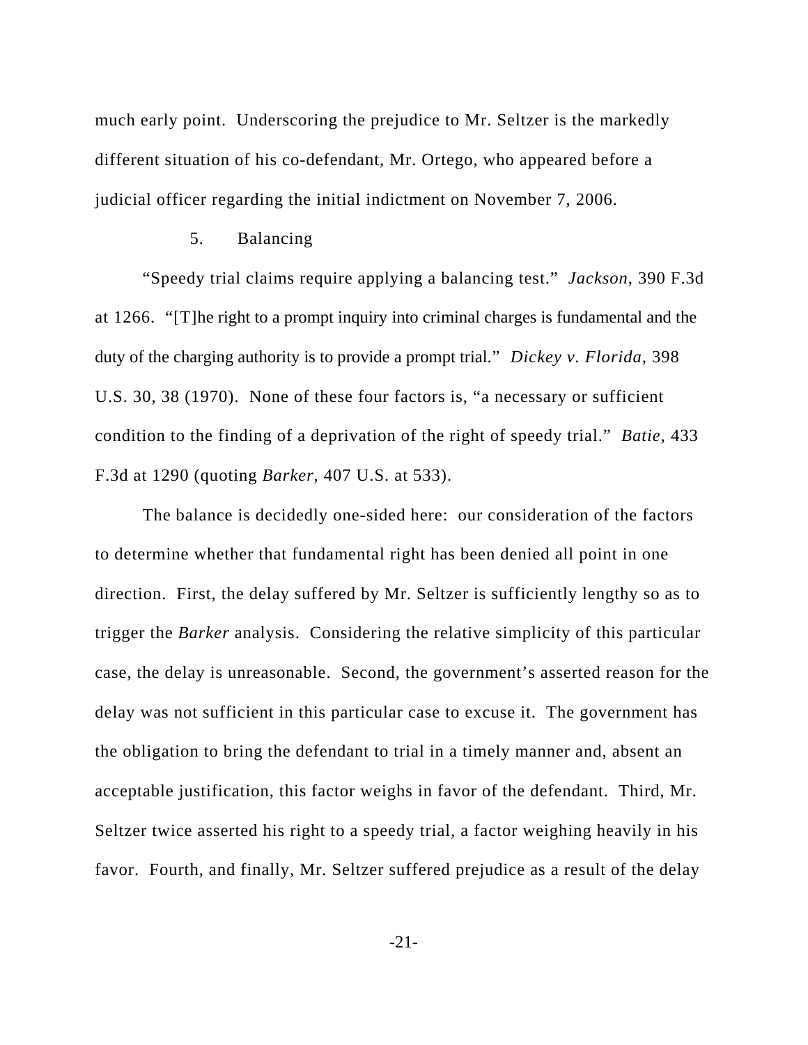much early point. Underscoring the prejudice to Mr. Seltzer is the markedly different situation of his co-defendant, Mr. Ortego, who appeared before a judicial officer regarding the initial indictment on November 7, 2006.

5. Balancing

"Speedy trial claims require applying a balancing test." *Jackson*, 390 F.3d at 1266. "[T]he right to a prompt inquiry into criminal charges is fundamental and the duty of the charging authority is to provide a prompt trial." *Dickey v. Florida*, 398 U.S. 30, 38 (1970). None of these four factors is, "a necessary or sufficient condition to the finding of a deprivation of the right of speedy trial." *Batie*, 433 F.3d at 1290 (quoting *Barker*, 407 U.S. at 533).

The balance is decidedly one-sided here: our consideration of the factors to determine whether that fundamental right has been denied all point in one direction. First, the delay suffered by Mr. Seltzer is sufficiently lengthy so as to trigger the *Barker* analysis. Considering the relative simplicity of this particular case, the delay is unreasonable. Second, the government's asserted reason for the delay was not sufficient in this particular case to excuse it. The government has the obligation to bring the defendant to trial in a timely manner and, absent an acceptable justification, this factor weighs in favor of the defendant. Third, Mr. Seltzer twice asserted his right to a speedy trial, a factor weighing heavily in his favor. Fourth, and finally, Mr. Seltzer suffered prejudice as a result of the delay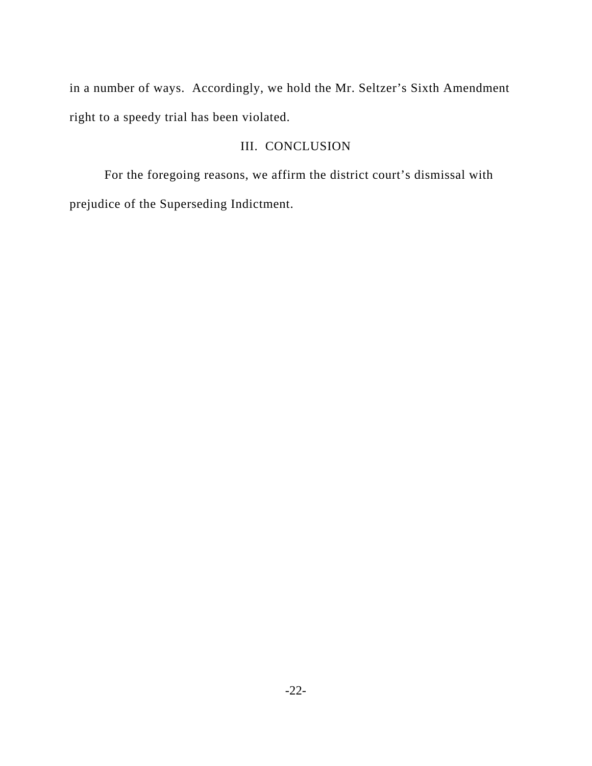in a number of ways. Accordingly, we hold the Mr. Seltzer's Sixth Amendment right to a speedy trial has been violated.

## III. CONCLUSION

For the foregoing reasons, we affirm the district court's dismissal with prejudice of the Superseding Indictment.